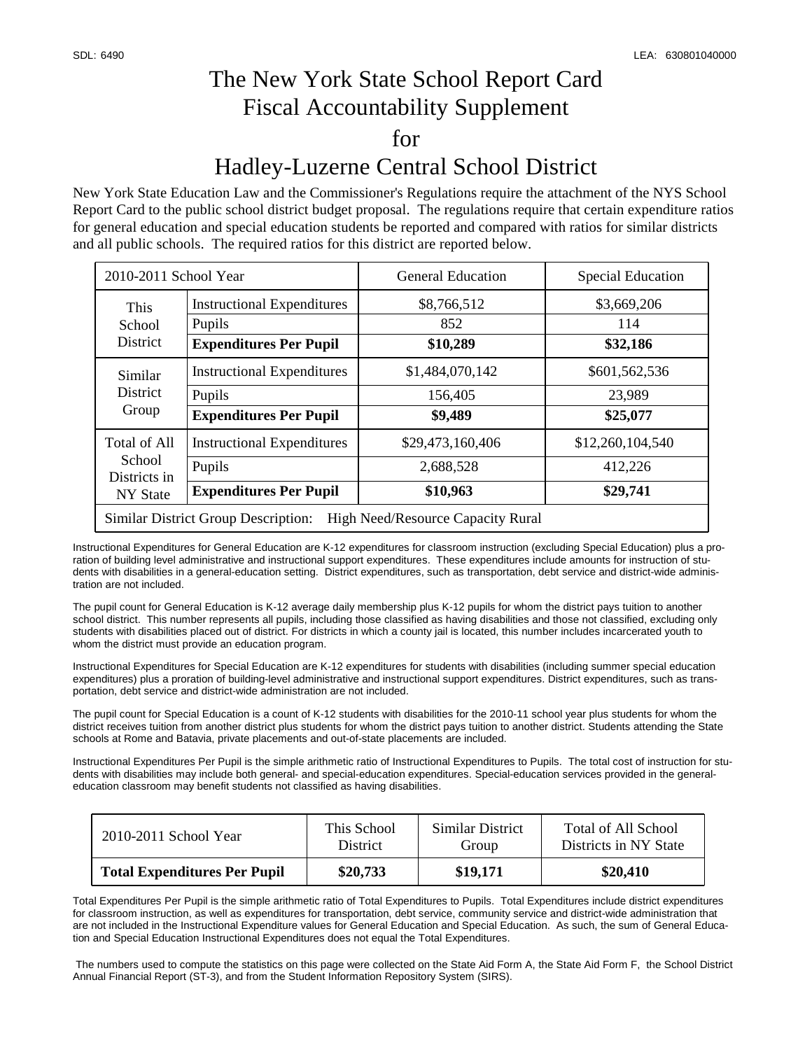SDL: 6490 LEA: 630801040000

# The New York State School Report Card Fiscal Accountability Supplement for Hadley-Luzerne Central School District

New York State Education Law and the Commissioner's Regulations require the attachment of the NYS School Report Card to the public school district budget proposal. The regulations require that certain expenditure ratios for general education and special education students be reported and compared with ratios for similar districts and all public schools. The required ratios for this district are reported below.

| 2010-2011 School Year | | General Education | Special Education |
|---|---|---|---|
| This School District | Instructional Expenditures | $8,766,512 | $3,669,206 |
| | Pupils | 852 | 114 |
| | **Expenditures Per Pupil** | **$10,289** | **$32,186** |
| Similar District Group | Instructional Expenditures | $1,484,070,142 | $601,562,536 |
| | Pupils | 156,405 | 23,989 |
| | **Expenditures Per Pupil** | **$9,489** | **$25,077** |
| Total of All School Districts in NY State | Instructional Expenditures | $29,473,160,406 | $12,260,104,540 |
| | Pupils | 2,688,528 | 412,226 |
| | **Expenditures Per Pupil** | **$10,963** | **$29,741** |
| Similar District Group Description: High Need/Resource Capacity Rural | | | |

Instructional Expenditures for General Education are K-12 expenditures for classroom instruction (excluding Special Education) plus a proration of building level administrative and instructional support expenditures. These expenditures include amounts for instruction of students with disabilities in a general-education setting. District expenditures, such as transportation, debt service and district-wide administration are not included.

The pupil count for General Education is K-12 average daily membership plus K-12 pupils for whom the district pays tuition to another school district. This number represents all pupils, including those classified as having disabilities and those not classified, excluding only students with disabilities placed out of district. For districts in which a county jail is located, this number includes incarcerated youth to whom the district must provide an education program.

Instructional Expenditures for Special Education are K-12 expenditures for students with disabilities (including summer special education expenditures) plus a proration of building-level administrative and instructional support expenditures. District expenditures, such as transportation, debt service and district-wide administration are not included.

The pupil count for Special Education is a count of K-12 students with disabilities for the 2010-11 school year plus students for whom the district receives tuition from another district plus students for whom the district pays tuition to another district. Students attending the State schools at Rome and Batavia, private placements and out-of-state placements are included.

Instructional Expenditures Per Pupil is the simple arithmetic ratio of Instructional Expenditures to Pupils. The total cost of instruction for students with disabilities may include both general- and special-education expenditures. Special-education services provided in the general-education classroom may benefit students not classified as having disabilities.

| 2010-2011 School Year | This School District | Similar District Group | Total of All School Districts in NY State |
|---|---|---|---|
| **Total Expenditures Per Pupil** | **$20,733** | **$19,171** | **$20,410** |

Total Expenditures Per Pupil is the simple arithmetic ratio of Total Expenditures to Pupils. Total Expenditures include district expenditures for classroom instruction, as well as expenditures for transportation, debt service, community service and district-wide administration that are not included in the Instructional Expenditure values for General Education and Special Education. As such, the sum of General Education and Special Education Instructional Expenditures does not equal the Total Expenditures.

The numbers used to compute the statistics on this page were collected on the State Aid Form A, the State Aid Form F, the School District Annual Financial Report (ST-3), and from the Student Information Repository System (SIRS).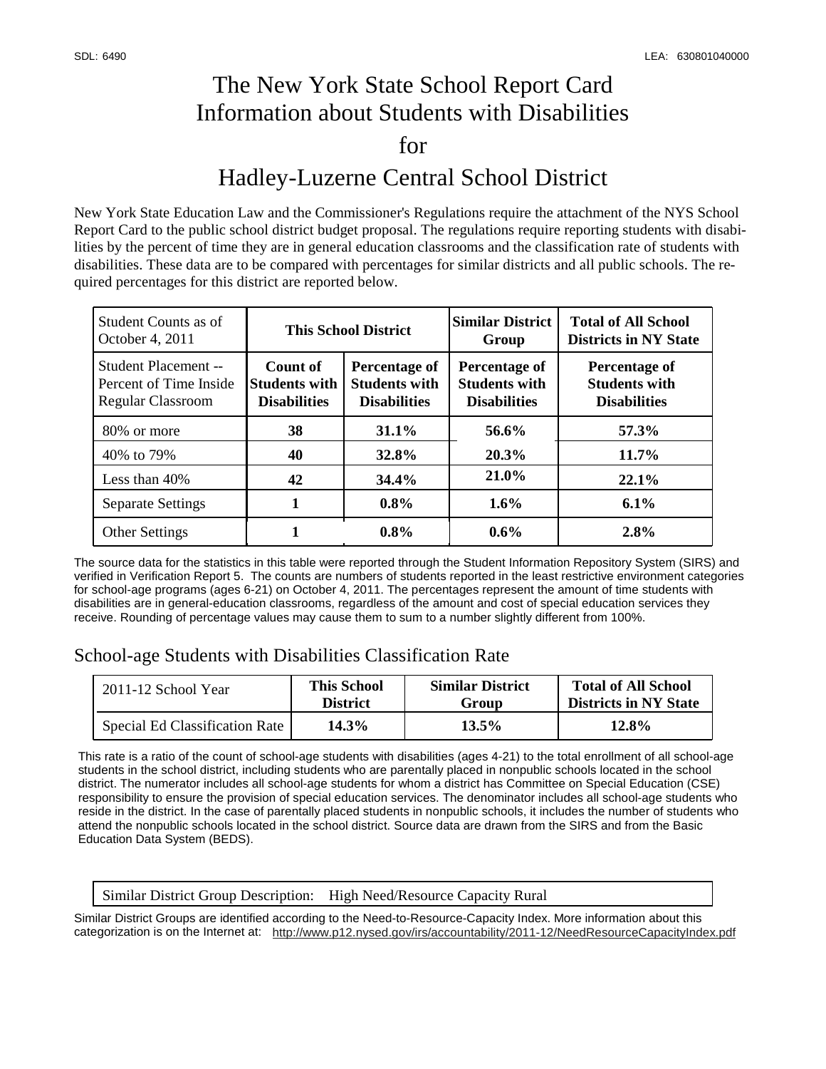SDL: 6490 LEA: 630801040000

# The New York State School Report Card Information about Students with Disabilities for Hadley-Luzerne Central School District

New York State Education Law and the Commissioner's Regulations require the attachment of the NYS School Report Card to the public school district budget proposal. The regulations require reporting students with disabilities by the percent of time they are in general education classrooms and the classification rate of students with disabilities. These data are to be compared with percentages for similar districts and all public schools. The required percentages for this district are reported below.

| Student Counts as of October 4, 2011 | This School District | | Similar District Group | Total of All School Districts in NY State |
|---|---|---|---|---|
| Student Placement -- Percent of Time Inside Regular Classroom | **Count of Students with Disabilities** | **Percentage of Students with Disabilities** | **Percentage of Students with Disabilities** | **Percentage of Students with Disabilities** |
| 80% or more | **38** | **31.1%** | **56.6%** | **57.3%** |
| 40% to 79% | **40** | **32.8%** | **20.3%** | **11.7%** |
| Less than 40% | **42** | **34.4%** | **21.0%** | **22.1%** |
| Separate Settings | **1** | **0.8%** | **1.6%** | **6.1%** |
| Other Settings | **1** | **0.8%** | **0.6%** | **2.8%** |

The source data for the statistics in this table were reported through the Student Information Repository System (SIRS) and verified in Verification Report 5. The counts are numbers of students reported in the least restrictive environment categories for school-age programs (ages 6-21) on October 4, 2011. The percentages represent the amount of time students with disabilities are in general-education classrooms, regardless of the amount and cost of special education services they receive. Rounding of percentage values may cause them to sum to a number slightly different from 100%.

## School-age Students with Disabilities Classification Rate

| 2011-12 School Year | This School District | Similar District Group | Total of All School Districts in NY State |
|---|---|---|---|
| Special Ed Classification Rate | **14.3%** | **13.5%** | **12.8%** |

This rate is a ratio of the count of school-age students with disabilities (ages 4-21) to the total enrollment of all school-age students in the school district, including students who are parentally placed in nonpublic schools located in the school district. The numerator includes all school-age students for whom a district has Committee on Special Education (CSE) responsibility to ensure the provision of special education services. The denominator includes all school-age students who reside in the district. In the case of parentally placed students in nonpublic schools, it includes the number of students who attend the nonpublic schools located in the school district. Source data are drawn from the SIRS and from the Basic Education Data System (BEDS).

Similar District Group Description: High Need/Resource Capacity Rural

Similar District Groups are identified according to the Need-to-Resource-Capacity Index. More information about this categorization is on the Internet at: http://www.p12.nysed.gov/irs/accountability/2011-12/NeedResourceCapacityIndex.pdf